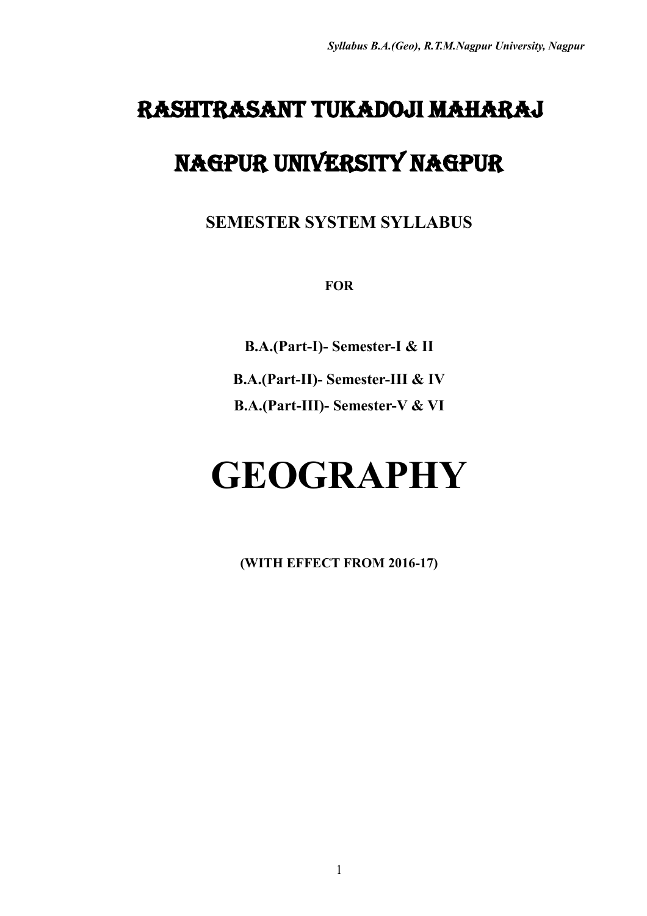# RASHTRASANT TUKADOJI MAHARAJ

# NAGPUR UNIVERSITY NAGPUR

## SEMESTER SYSTEM SYLLABUS

**FOR**

**B.A.(Part-I)- Semester-I & II**

**B.A.(Part-II)- Semester-III & IV**

**B.A.(Part-III)- Semester-V & VI**

# GEOGRAPHY

**(WITH EFFECT FROM 2016-17)**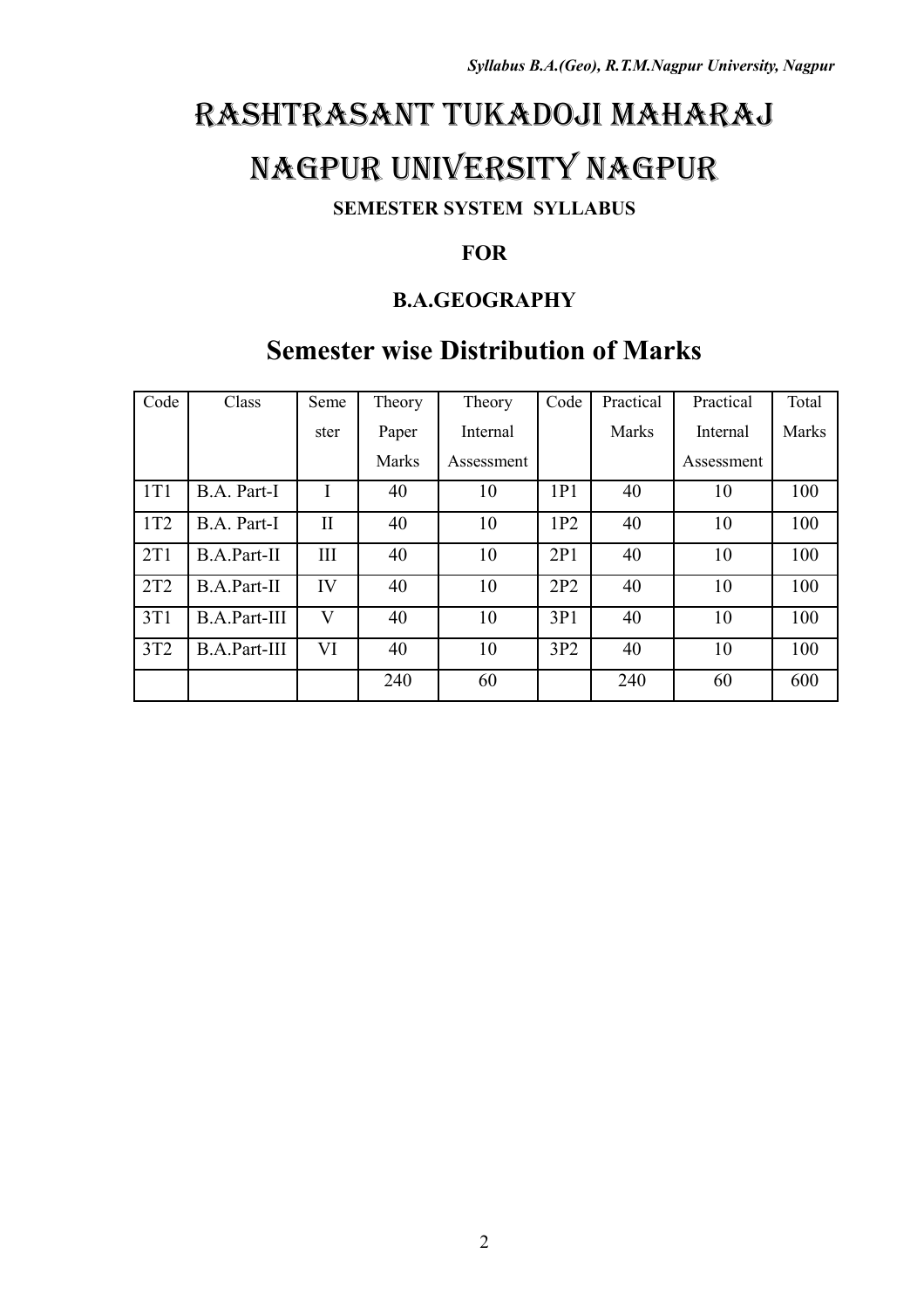# RASHTRASANT TUKADOJI MAHARAJ

# NAGPUR UNIVERSITY NAGPUR

**SEMESTER SYSTEM SYLLABUS**

**FOR**

**B.A.GEOGRAPHY**

## Semester wise Distribution of Marks

| Code | Class | Semester | Theory Paper Marks | Theory Internal Assessment | Code | Practical Marks | Practical Internal Assessment | Total Marks |
|---|---|---|---|---|---|---|---|---|
| 1T1 | B.A. Part-I | I | 40 | 10 | 1P1 | 40 | 10 | 100 |
| 1T2 | B.A. Part-I | II | 40 | 10 | 1P2 | 40 | 10 | 100 |
| 2T1 | B.A.Part-II | III | 40 | 10 | 2P1 | 40 | 10 | 100 |
| 2T2 | B.A.Part-II | IV | 40 | 10 | 2P2 | 40 | 10 | 100 |
| 3T1 | B.A.Part-III | V | 40 | 10 | 3P1 | 40 | 10 | 100 |
| 3T2 | B.A.Part-III | VI | 40 | 10 | 3P2 | 40 | 10 | 100 |
| | | | 240 | 60 | | 240 | 60 | 600 |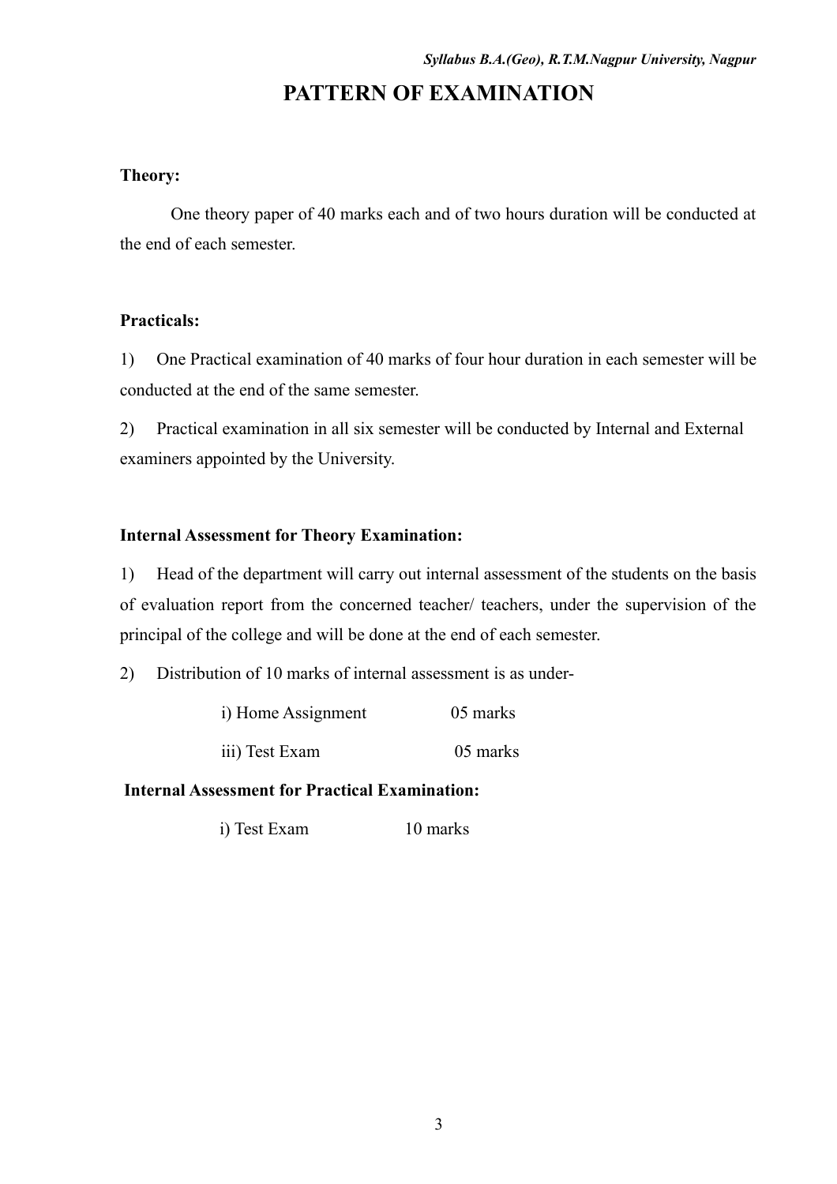# PATTERN OF EXAMINATION

**Theory:**

One theory paper of 40 marks each and of two hours duration will be conducted at the end of each semester.

**Practicals:**

1) One Practical examination of 40 marks of four hour duration in each semester will be conducted at the end of the same semester.

2) Practical examination in all six semester will be conducted by Internal and External examiners appointed by the University.

**Internal Assessment for Theory Examination:**

1) Head of the department will carry out internal assessment of the students on the basis of evaluation report from the concerned teacher/ teachers, under the supervision of the principal of the college and will be done at the end of each semester.

2) Distribution of 10 marks of internal assessment is as under-

| | |
|---|---|
| i) Home Assignment | 05 marks |
| iii) Test Exam | 05 marks |

**Internal Assessment for Practical Examination:**

| | |
|---|---|
| i) Test Exam | 10 marks |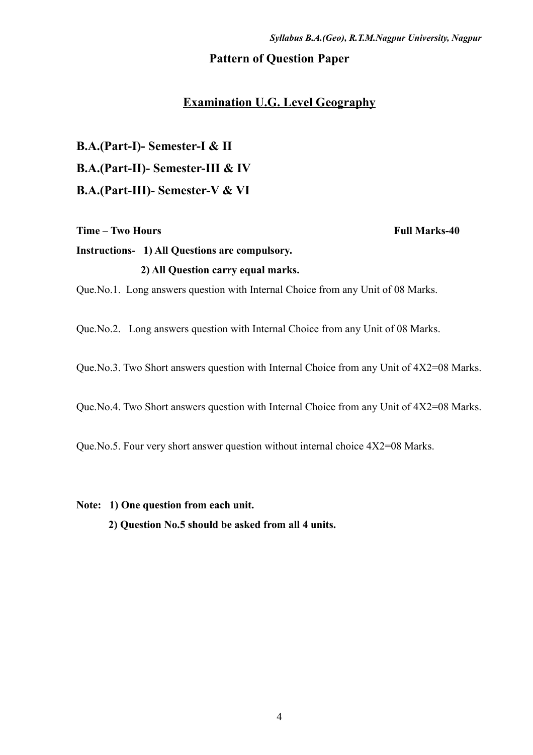## Pattern of Question Paper

### <u>Examination U.G. Level Geography</u>

**B.A.(Part-I)- Semester-I & II**

**B.A.(Part-II)- Semester-III & IV**

**B.A.(Part-III)- Semester-V & VI**

**Time – Two Hours** **Full Marks-40**

**Instructions- 1) All Questions are compulsory.**

**2) All Question carry equal marks.**

Que.No.1. Long answers question with Internal Choice from any Unit of 08 Marks.

Que.No.2. Long answers question with Internal Choice from any Unit of 08 Marks.

Que.No.3. Two Short answers question with Internal Choice from any Unit of 4X2=08 Marks.

Que.No.4. Two Short answers question with Internal Choice from any Unit of 4X2=08 Marks.

Que.No.5. Four very short answer question without internal choice 4X2=08 Marks.

**Note: 1) One question from each unit.**

**2) Question No.5 should be asked from all 4 units.**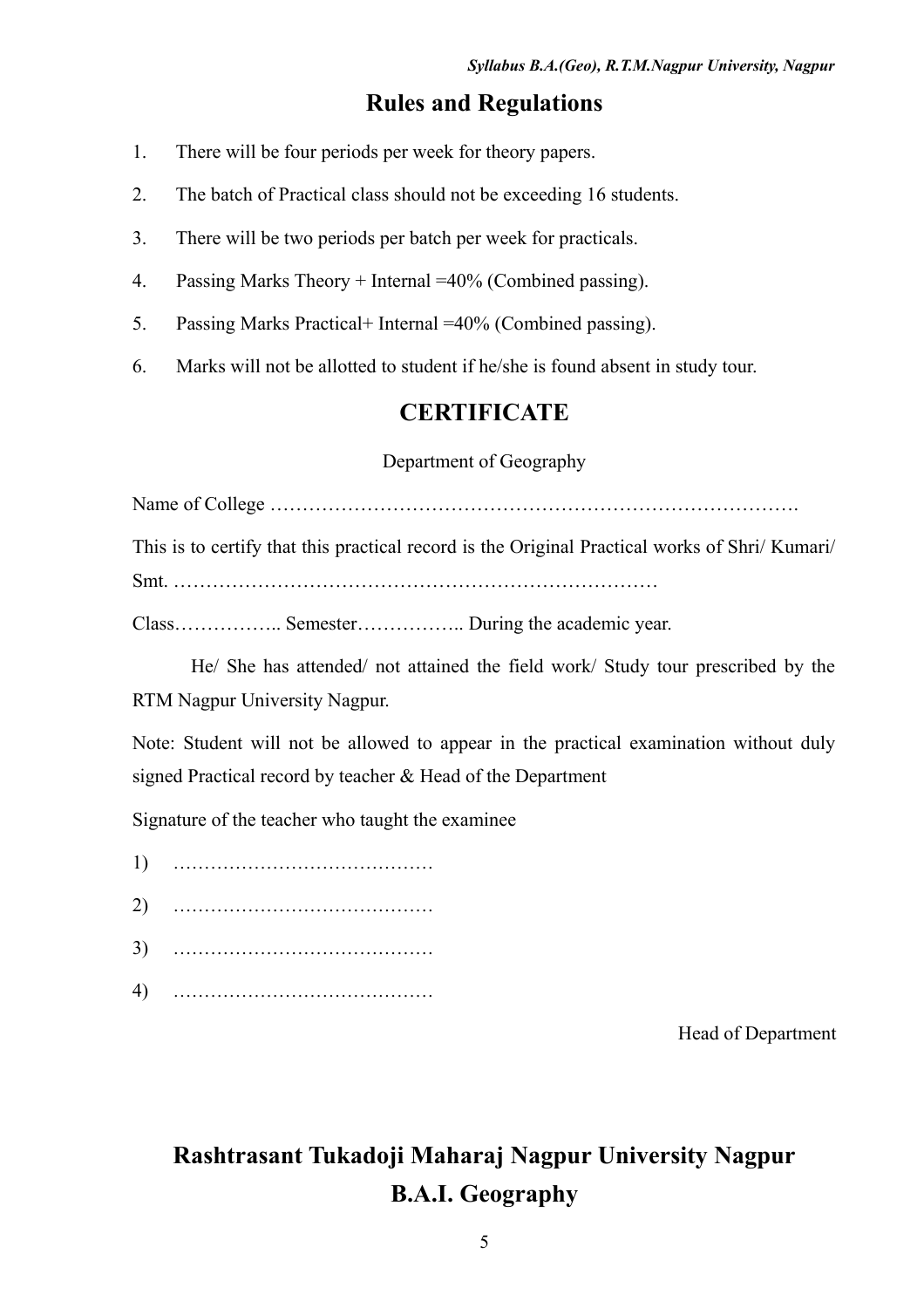## Rules and Regulations

1. There will be four periods per week for theory papers.
2. The batch of Practical class should not be exceeding 16 students.
3. There will be two periods per batch per week for practicals.
4. Passing Marks Theory + Internal =40% (Combined passing).
5. Passing Marks Practical+ Internal =40% (Combined passing).
6. Marks will not be allotted to student if he/she is found absent in study tour.

## CERTIFICATE

Department of Geography

Name of College ……………………………………………………………………….

This is to certify that this practical record is the Original Practical works of Shri/ Kumari/ Smt. …………………………………………………………………

Class…………….. Semester…………….. During the academic year.

He/ She has attended/ not attained the field work/ Study tour prescribed by the RTM Nagpur University Nagpur.

Note: Student will not be allowed to appear in the practical examination without duly signed Practical record by teacher & Head of the Department

Signature of the teacher who taught the examinee

1) ……………………………………
2) ……………………………………
3) ……………………………………
4) ……………………………………

Head of Department

## Rashtrasant Tukadoji Maharaj Nagpur University Nagpur
## B.A.I. Geography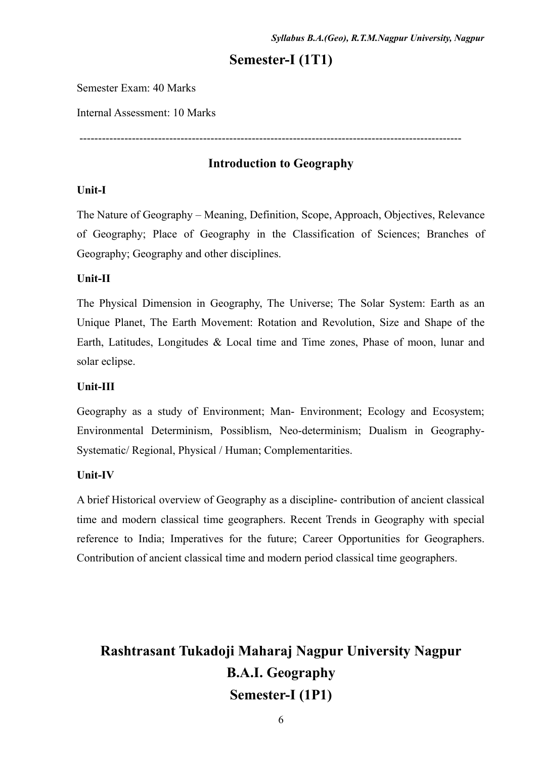## Semester-I (1T1)

Semester Exam: 40 Marks

Internal Assessment: 10 Marks

---

### Introduction to Geography

**Unit-I**

The Nature of Geography – Meaning, Definition, Scope, Approach, Objectives, Relevance of Geography; Place of Geography in the Classification of Sciences; Branches of Geography; Geography and other disciplines.

**Unit-II**

The Physical Dimension in Geography, The Universe; The Solar System: Earth as an Unique Planet, The Earth Movement: Rotation and Revolution, Size and Shape of the Earth, Latitudes, Longitudes & Local time and Time zones, Phase of moon, lunar and solar eclipse.

**Unit-III**

Geography as a study of Environment; Man- Environment; Ecology and Ecosystem; Environmental Determinism, Possiblism, Neo-determinism; Dualism in Geography- Systematic/ Regional, Physical / Human; Complementarities.

**Unit-IV**

A brief Historical overview of Geography as a discipline- contribution of ancient classical time and modern classical time geographers. Recent Trends in Geography with special reference to India; Imperatives for the future; Career Opportunities for Geographers. Contribution of ancient classical time and modern period classical time geographers.

# Rashtrasant Tukadoji Maharaj Nagpur University Nagpur

# B.A.I. Geography

# Semester-I (1P1)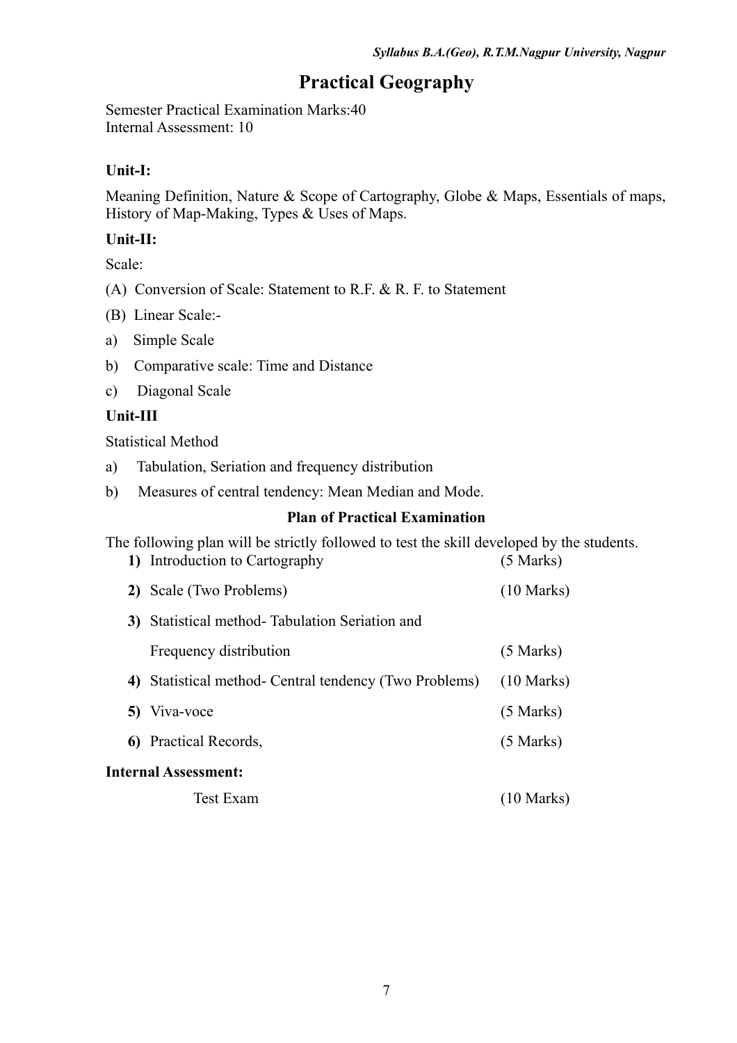# Practical Geography

Semester Practical Examination Marks:40
Internal Assessment: 10

**Unit-I:**

Meaning Definition, Nature & Scope of Cartography, Globe & Maps, Essentials of maps, History of Map-Making, Types & Uses of Maps.

**Unit-II:**

Scale:

(A) Conversion of Scale: Statement to R.F. & R. F. to Statement

(B) Linear Scale:-

a) Simple Scale

b) Comparative scale: Time and Distance

c) Diagonal Scale

**Unit-III**

Statistical Method

a) Tabulation, Seriation and frequency distribution

b) Measures of central tendency: Mean Median and Mode.

**Plan of Practical Examination**

The following plan will be strictly followed to test the skill developed by the students.

| | | |
|---|---|---|
| **1)** | Introduction to Cartography | (5 Marks) |
| **2)** | Scale (Two Problems) | (10 Marks) |
| **3)** | Statistical method- Tabulation Seriation and Frequency distribution | (5 Marks) |
| **4)** | Statistical method- Central tendency (Two Problems) | (10 Marks) |
| **5)** | Viva-voce | (5 Marks) |
| **6)** | Practical Records, | (5 Marks) |

**Internal Assessment:**

| | |
|---|---|
| Test Exam | (10 Marks) |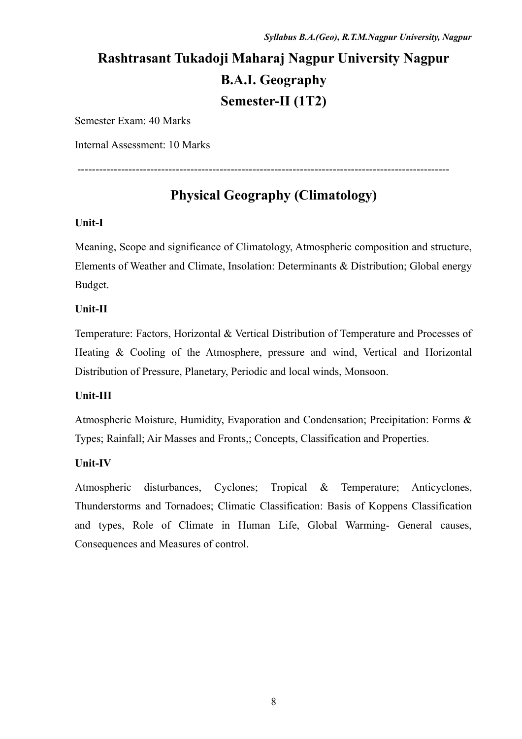# Rashtrasant Tukadoji Maharaj Nagpur University Nagpur

# B.A.I. Geography

# Semester-II (1T2)

Semester Exam: 40 Marks

Internal Assessment: 10 Marks

---

## Physical Geography (Climatology)

**Unit-I**

Meaning, Scope and significance of Climatology, Atmospheric composition and structure, Elements of Weather and Climate, Insolation: Determinants & Distribution; Global energy Budget.

**Unit-II**

Temperature: Factors, Horizontal & Vertical Distribution of Temperature and Processes of Heating & Cooling of the Atmosphere, pressure and wind, Vertical and Horizontal Distribution of Pressure, Planetary, Periodic and local winds, Monsoon.

**Unit-III**

Atmospheric Moisture, Humidity, Evaporation and Condensation; Precipitation: Forms & Types; Rainfall; Air Masses and Fronts,; Concepts, Classification and Properties.

**Unit-IV**

Atmospheric disturbances, Cyclones; Tropical & Temperature; Anticyclones, Thunderstorms and Tornadoes; Climatic Classification: Basis of Koppens Classification and types, Role of Climate in Human Life, Global Warming- General causes, Consequences and Measures of control.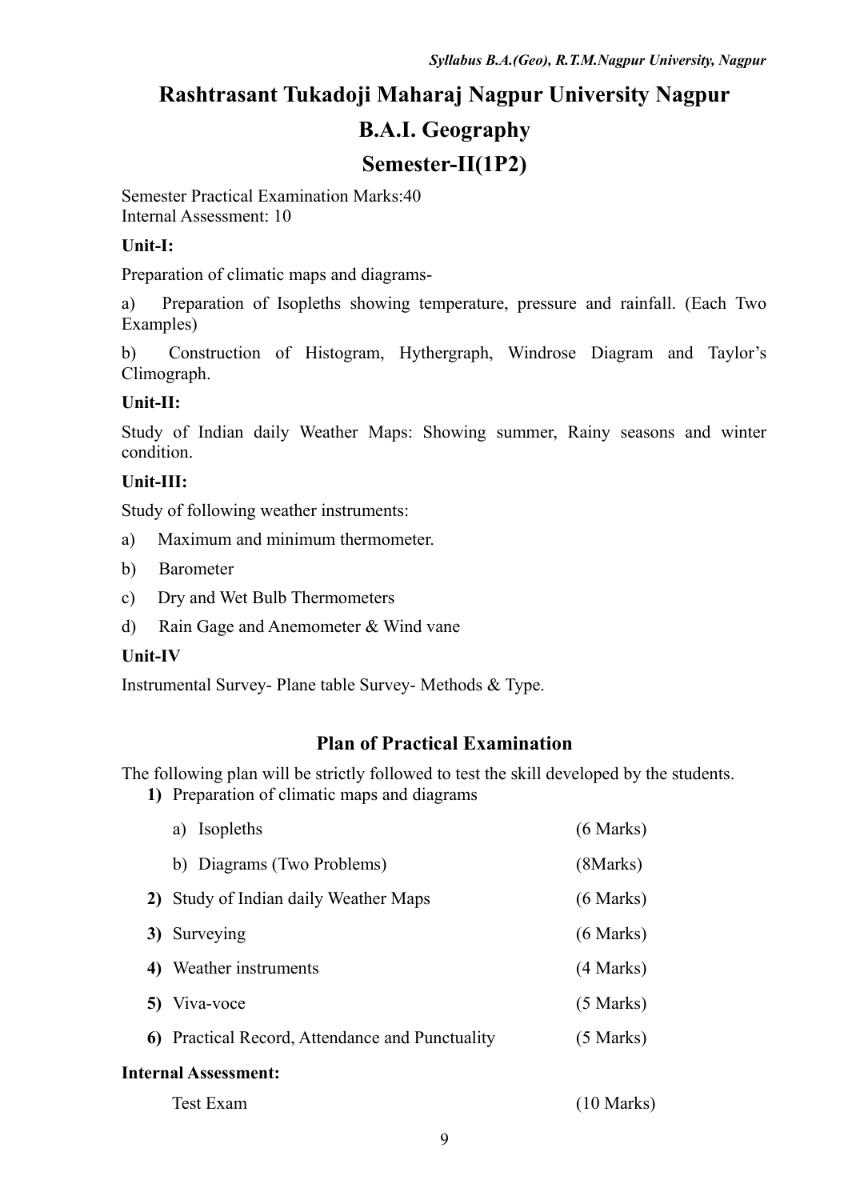# Rashtrasant Tukadoji Maharaj Nagpur University Nagpur

## B.A.I. Geography

## Semester-II(1P2)

Semester Practical Examination Marks:40
Internal Assessment: 10

**Unit-I:**

Preparation of climatic maps and diagrams-

a) Preparation of Isopleths showing temperature, pressure and rainfall. (Each Two Examples)

b) Construction of Histogram, Hythergraph, Windrose Diagram and Taylor's Climograph.

**Unit-II:**

Study of Indian daily Weather Maps: Showing summer, Rainy seasons and winter condition.

**Unit-III:**

Study of following weather instruments:

a) Maximum and minimum thermometer.

b) Barometer

c) Dry and Wet Bulb Thermometers

d) Rain Gage and Anemometer & Wind vane

**Unit-IV**

Instrumental Survey- Plane table Survey- Methods & Type.

### Plan of Practical Examination

The following plan will be strictly followed to test the skill developed by the students.

**1)** Preparation of climatic maps and diagrams

| | |
|---|---|
| a) Isopleths | (6 Marks) |
| b) Diagrams (Two Problems) | (8Marks) |
| **2)** Study of Indian daily Weather Maps | (6 Marks) |
| **3)** Surveying | (6 Marks) |
| **4)** Weather instruments | (4 Marks) |
| **5)** Viva-voce | (5 Marks) |
| **6)** Practical Record, Attendance and Punctuality | (5 Marks) |

**Internal Assessment:**

| | |
|---|---|
| Test Exam | (10 Marks) |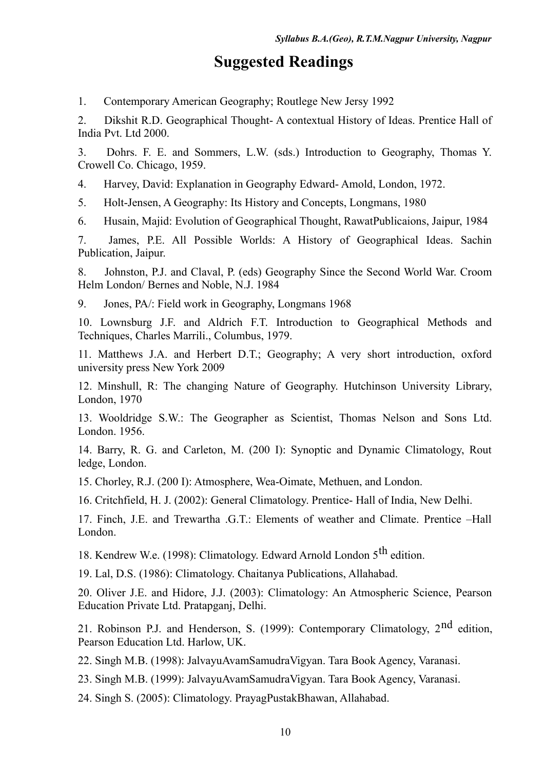# Suggested Readings

1. Contemporary American Geography; Routlege New Jersy 1992

2. Dikshit R.D. Geographical Thought- A contextual History of Ideas. Prentice Hall of India Pvt. Ltd 2000.

3. Dohrs. F. E. and Sommers, L.W. (sds.) Introduction to Geography, Thomas Y. Crowell Co. Chicago, 1959.

4. Harvey, David: Explanation in Geography Edward- Amold, London, 1972.

5. Holt-Jensen, A Geography: Its History and Concepts, Longmans, 1980

6. Husain, Majid: Evolution of Geographical Thought, RawatPublicaions, Jaipur, 1984

7. James, P.E. All Possible Worlds: A History of Geographical Ideas. Sachin Publication, Jaipur.

8. Johnston, P.J. and Claval, P. (eds) Geography Since the Second World War. Croom Helm London/ Bernes and Noble, N.J. 1984

9. Jones, PA/: Field work in Geography, Longmans 1968

10. Lownsburg J.F. and Aldrich F.T. Introduction to Geographical Methods and Techniques, Charles Marrili., Columbus, 1979.

11. Matthews J.A. and Herbert D.T.; Geography; A very short introduction, oxford university press New York 2009

12. Minshull, R: The changing Nature of Geography. Hutchinson University Library, London, 1970

13. Wooldridge S.W.: The Geographer as Scientist, Thomas Nelson and Sons Ltd. London. 1956.

14. Barry, R. G. and Carleton, M. (200 I): Synoptic and Dynamic Climatology, Rout ledge, London.

15. Chorley, R.J. (200 I): Atmosphere, Wea-Oimate, Methuen, and London.

16. Critchfield, H. J. (2002): General Climatology. Prentice- Hall of India, New Delhi.

17. Finch, J.E. and Trewartha .G.T.: Elements of weather and Climate. Prentice –Hall London.

18. Kendrew W.e. (1998): Climatology. Edward Arnold London 5th edition.

19. Lal, D.S. (1986): Climatology. Chaitanya Publications, Allahabad.

20. Oliver J.E. and Hidore, J.J. (2003): Climatology: An Atmospheric Science, Pearson Education Private Ltd. Pratapganj, Delhi.

21. Robinson P.J. and Henderson, S. (1999): Contemporary Climatology, 2nd edition, Pearson Education Ltd. Harlow, UK.

22. Singh M.B. (1998): JalvayuAvamSamudraVigyan. Tara Book Agency, Varanasi.

23. Singh M.B. (1999): JalvayuAvamSamudraVigyan. Tara Book Agency, Varanasi.

24. Singh S. (2005): Climatology. PrayagPustakBhawan, Allahabad.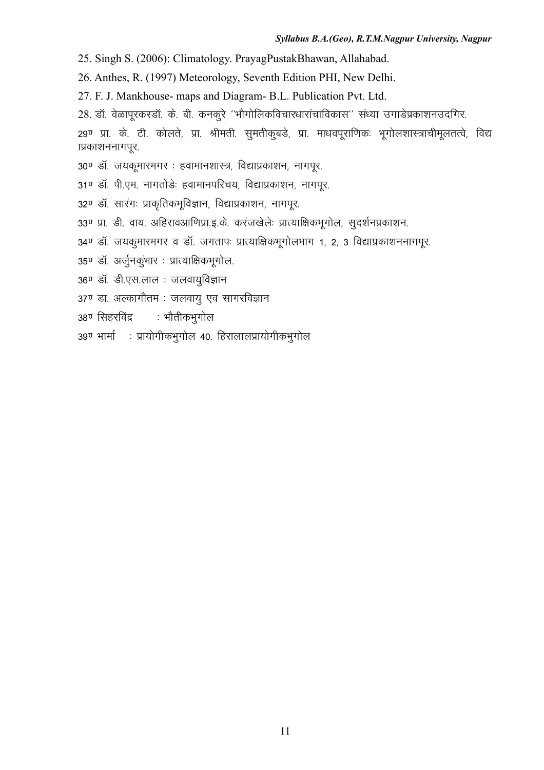25. Singh S. (2006): Climatology. PrayagPustakBhawan, Allahabad.

26. Anthes, R. (1997) Meteorology, Seventh Edition PHI, New Delhi.

27. F. J. Mankhouse- maps and Diagram- B.L. Publication Pvt. Ltd.

28. डॉ. वेळापूरकरडॉ. के. बी. कनकुरे ''भौगोलिकविचारधारांचाविकास'' संध्या उगाडेप्रकाशनउदगिर.

29ण प्रा. के. टी. कोलते, प्रा. श्रीमती. सुमतीकुबडे, प्रा. माधवपूराणिकः भूगोलशास्त्राचीमूलतत्वे, विद्याप्रकाशननागपूर.

30ण डॉ. जयकूमारमगर : हवामानशास्त्र, विद्याप्रकाशन, नागपूर.

31ण डॉ. पी.एम. नागतोडेः हवामानपरिचय, विद्याप्रकाशन, नागपूर.

32ण डॉ. सारंगः प्राकृतिकभूविज्ञान, विद्याप्रकाशन, नागपूर.

33ण प्रा. डी. वाय. अहिरावआणिप्रा.इ.के. करंजखेलेः प्रात्याक्षिकभूगोल, सुदर्शनप्रकाशन.

34ण डॉ. जयकुमारमगर व डॉ. जगतापः प्रात्याक्षिकभूगोलभाग 1, 2, 3 विद्याप्रकाशननागपूर.

35ण डॉ. अर्जुनकुंभार : प्रात्याक्षिकभूगोल.

36ण डॉ. डी.एस.लाल : जलवायुविज्ञान

37ण डा. अल्कागौतम : जलवायु एव सागरविज्ञान

38ण सिहरविंद्र : भौतीकभुगोल

39ण भार्मा : प्रायोगीकभुगोल 40. हिरालालप्रायोगीकभुगोल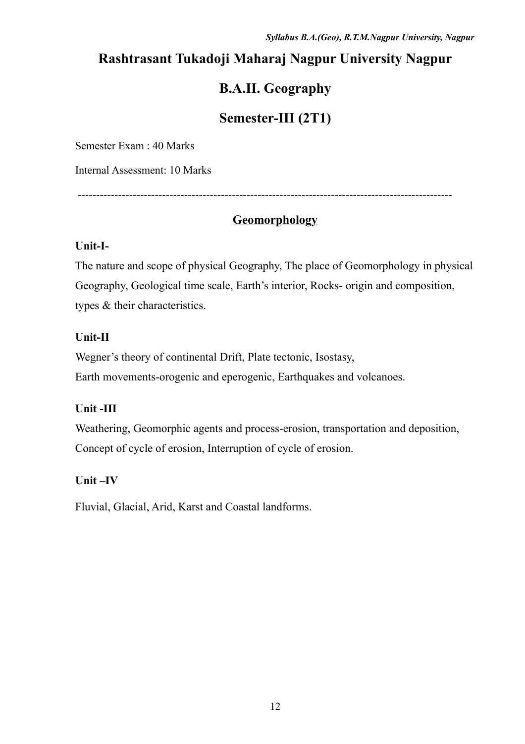# Rashtrasant Tukadoji Maharaj Nagpur University Nagpur

## B.A.II. Geography

## Semester-III (2T1)

Semester Exam : 40 Marks

Internal Assessment: 10 Marks

---

### Geomorphology

**Unit-I-**

The nature and scope of physical Geography, The place of Geomorphology in physical Geography, Geological time scale, Earth's interior, Rocks- origin and composition, types & their characteristics.

**Unit-II**

Wegner's theory of continental Drift, Plate tectonic, Isostasy,
Earth movements-orogenic and eperogenic, Earthquakes and volcanoes.

**Unit -III**

Weathering, Geomorphic agents and process-erosion, transportation and deposition, Concept of cycle of erosion, Interruption of cycle of erosion.

**Unit –IV**

Fluvial, Glacial, Arid, Karst and Coastal landforms.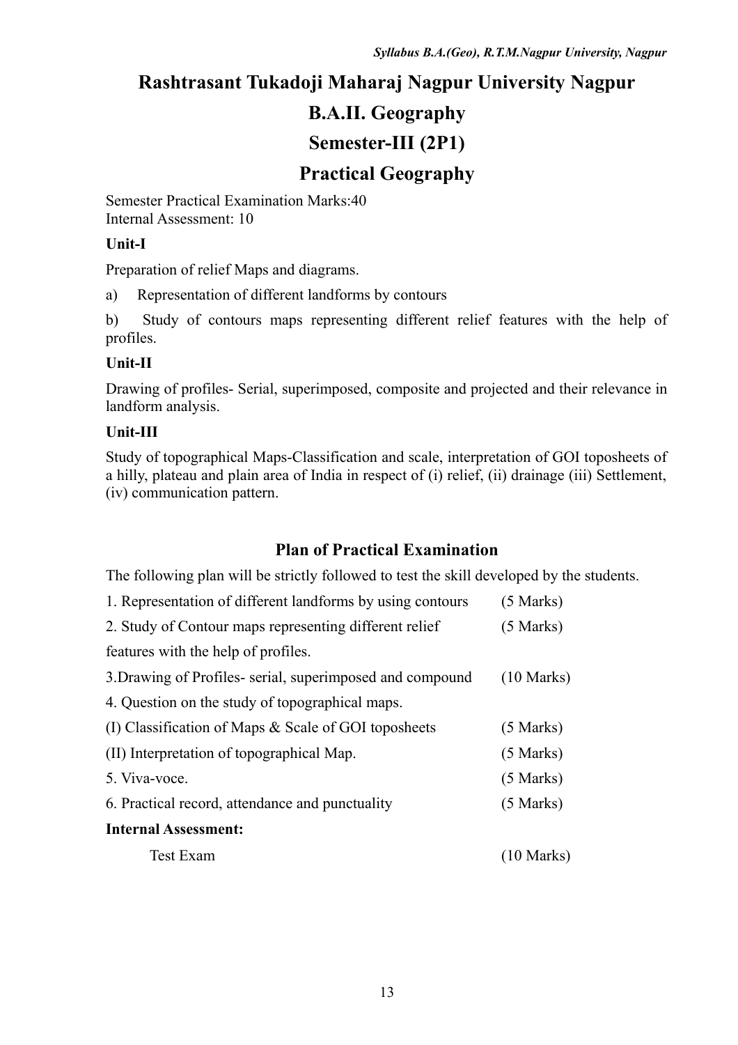# Rashtrasant Tukadoji Maharaj Nagpur University Nagpur

# B.A.II. Geography

## Semester-III (2P1)

## Practical Geography

Semester Practical Examination Marks:40
Internal Assessment: 10

**Unit-I**

Preparation of relief Maps and diagrams.

a) Representation of different landforms by contours

b) Study of contours maps representing different relief features with the help of profiles.

**Unit-II**

Drawing of profiles- Serial, superimposed, composite and projected and their relevance in landform analysis.

**Unit-III**

Study of topographical Maps-Classification and scale, interpretation of GOI toposheets of a hilly, plateau and plain area of India in respect of (i) relief, (ii) drainage (iii) Settlement, (iv) communication pattern.

### Plan of Practical Examination

The following plan will be strictly followed to test the skill developed by the students.

| | |
|---|---|
| 1. Representation of different landforms by using contours | (5 Marks) |
| 2. Study of Contour maps representing different relief features with the help of profiles. | (5 Marks) |
| 3.Drawing of Profiles- serial, superimposed and compound | (10 Marks) |
| 4. Question on the study of topographical maps. | |
| (I) Classification of Maps & Scale of GOI toposheets | (5 Marks) |
| (II) Interpretation of topographical Map. | (5 Marks) |
| 5. Viva-voce. | (5 Marks) |
| 6. Practical record, attendance and punctuality | (5 Marks) |
| **Internal Assessment:** | |
| Test Exam | (10 Marks) |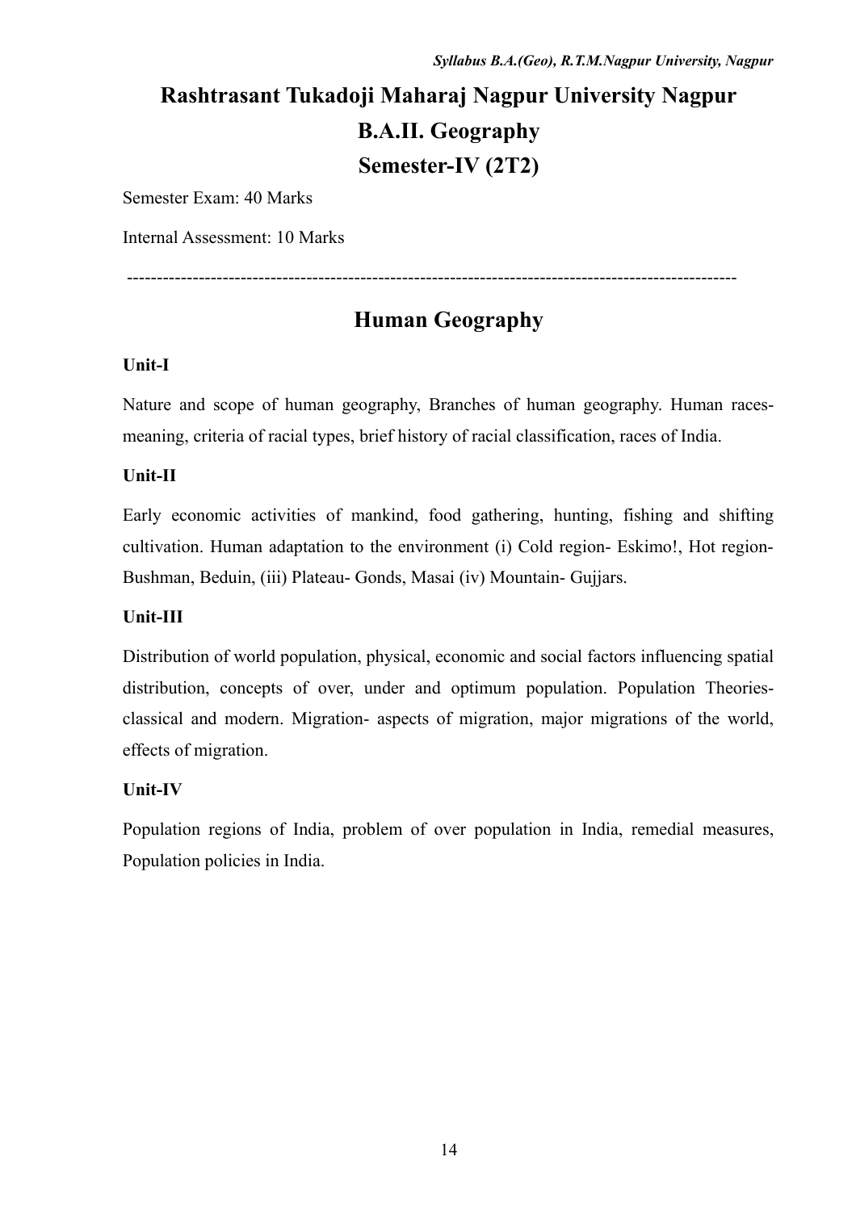# Rashtrasant Tukadoji Maharaj Nagpur University Nagpur

# B.A.II. Geography

# Semester-IV (2T2)

Semester Exam: 40 Marks

Internal Assessment: 10 Marks

---

## Human Geography

**Unit-I**

Nature and scope of human geography, Branches of human geography. Human races-meaning, criteria of racial types, brief history of racial classification, races of India.

**Unit-II**

Early economic activities of mankind, food gathering, hunting, fishing and shifting cultivation. Human adaptation to the environment (i) Cold region- Eskimo!, Hot region- Bushman, Beduin, (iii) Plateau- Gonds, Masai (iv) Mountain- Gujjars.

**Unit-III**

Distribution of world population, physical, economic and social factors influencing spatial distribution, concepts of over, under and optimum population. Population Theories-classical and modern. Migration- aspects of migration, major migrations of the world, effects of migration.

**Unit-IV**

Population regions of India, problem of over population in India, remedial measures, Population policies in India.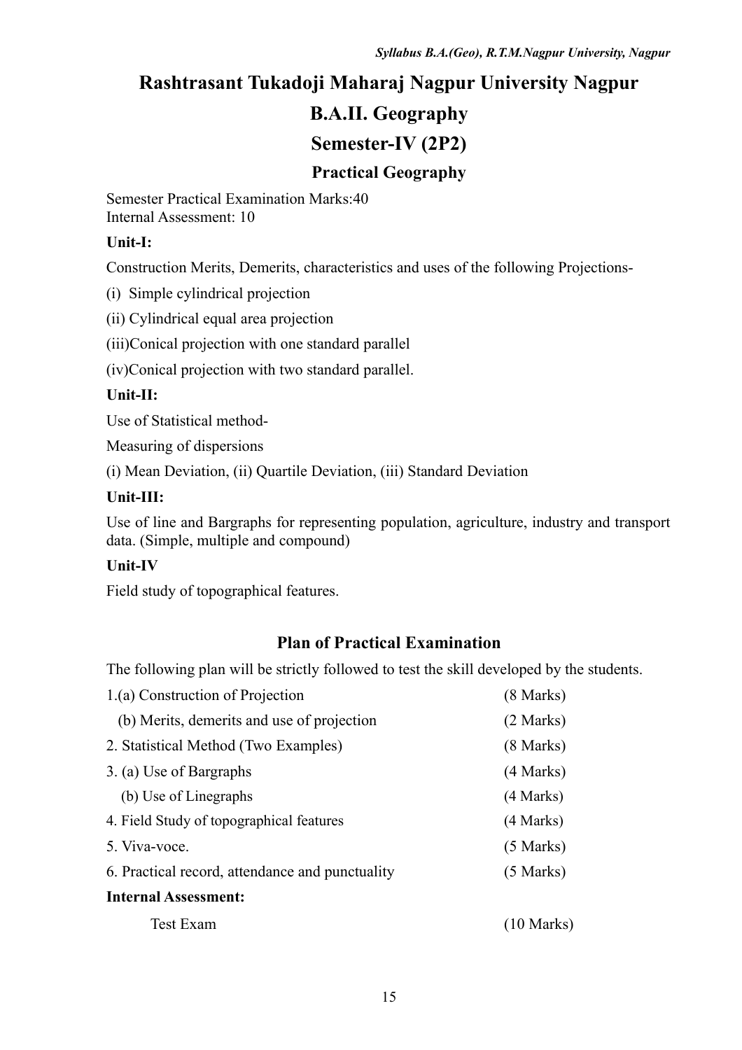# Rashtrasant Tukadoji Maharaj Nagpur University Nagpur

# B.A.II. Geography

## Semester-IV (2P2)

### Practical Geography

Semester Practical Examination Marks:40
Internal Assessment: 10

**Unit-I:**

Construction Merits, Demerits, characteristics and uses of the following Projections-

(i) Simple cylindrical projection

(ii) Cylindrical equal area projection

(iii)Conical projection with one standard parallel

(iv)Conical projection with two standard parallel.

**Unit-II:**

Use of Statistical method-

Measuring of dispersions

(i) Mean Deviation, (ii) Quartile Deviation, (iii) Standard Deviation

**Unit-III:**

Use of line and Bargraphs for representing population, agriculture, industry and transport data. (Simple, multiple and compound)

**Unit-IV**

Field study of topographical features.

### Plan of Practical Examination

The following plan will be strictly followed to test the skill developed by the students.

| | |
|---|---|
| 1.(a) Construction of Projection | (8 Marks) |
| (b) Merits, demerits and use of projection | (2 Marks) |
| 2. Statistical Method (Two Examples) | (8 Marks) |
| 3. (a) Use of Bargraphs | (4 Marks) |
| (b) Use of Linegraphs | (4 Marks) |
| 4. Field Study of topographical features | (4 Marks) |
| 5. Viva-voce. | (5 Marks) |
| 6. Practical record, attendance and punctuality | (5 Marks) |
| **Internal Assessment:** | |
| Test Exam | (10 Marks) |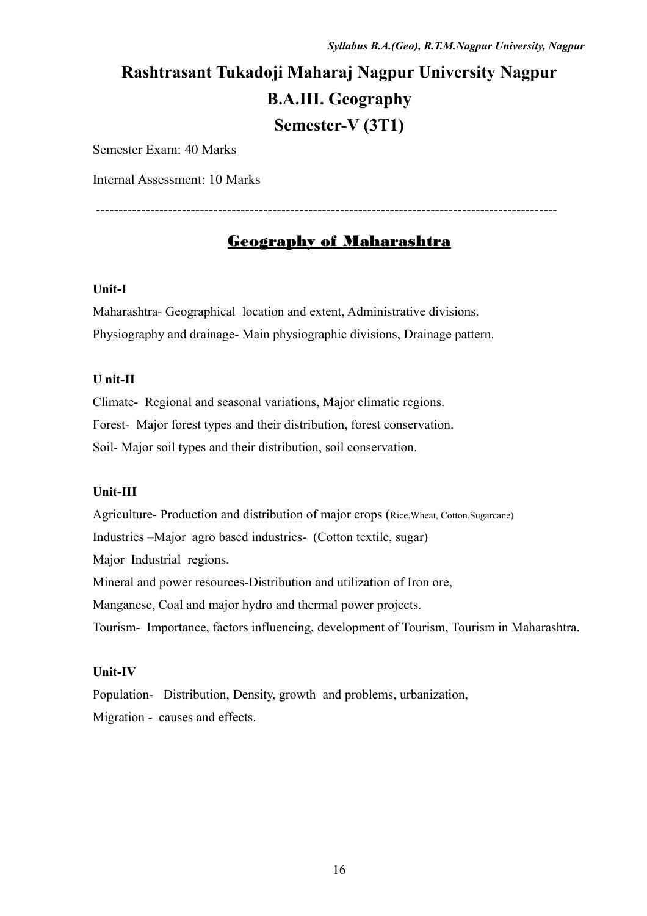# Rashtrasant Tukadoji Maharaj Nagpur University Nagpur

## B.A.III. Geography

## Semester-V (3T1)

Semester Exam: 40 Marks

Internal Assessment: 10 Marks

---

## Geography of Maharashtra

**Unit-I**

Maharashtra- Geographical location and extent, Administrative divisions.

Physiography and drainage- Main physiographic divisions, Drainage pattern.

**U nit-II**

Climate- Regional and seasonal variations, Major climatic regions.

Forest- Major forest types and their distribution, forest conservation.

Soil- Major soil types and their distribution, soil conservation.

**Unit-III**

Agriculture- Production and distribution of major crops (Rice,Wheat, Cotton,Sugarcane)

Industries –Major agro based industries- (Cotton textile, sugar)

Major Industrial regions.

Mineral and power resources-Distribution and utilization of Iron ore,

Manganese, Coal and major hydro and thermal power projects.

Tourism- Importance, factors influencing, development of Tourism, Tourism in Maharashtra.

**Unit-IV**

Population- Distribution, Density, growth and problems, urbanization,

Migration - causes and effects.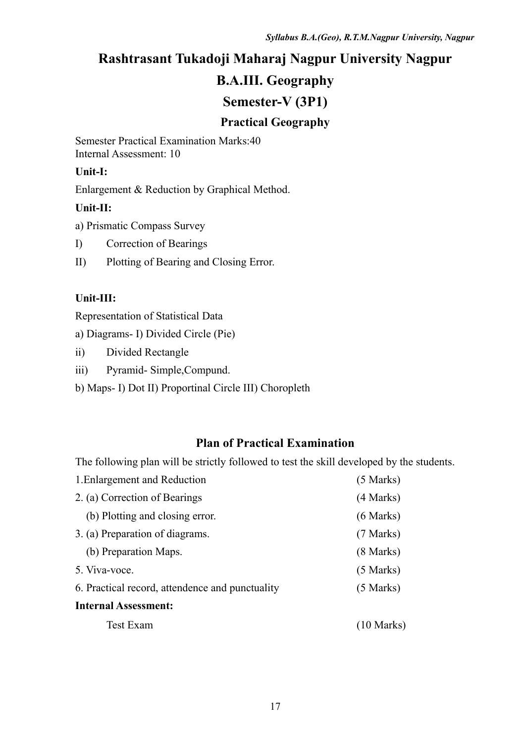# Rashtrasant Tukadoji Maharaj Nagpur University Nagpur

## B.A.III. Geography

## Semester-V (3P1)

### Practical Geography

Semester Practical Examination Marks:40
Internal Assessment: 10

**Unit-I:**

Enlargement & Reduction by Graphical Method.

**Unit-II:**

a) Prismatic Compass Survey

I) Correction of Bearings

II) Plotting of Bearing and Closing Error.

**Unit-III:**

Representation of Statistical Data

a) Diagrams- I) Divided Circle (Pie)

ii) Divided Rectangle

iii) Pyramid- Simple,Compund.

b) Maps- I) Dot II) Proportinal Circle III) Choropleth

### Plan of Practical Examination

The following plan will be strictly followed to test the skill developed by the students.

| | |
|---|---|
| 1.Enlargement and Reduction | (5 Marks) |
| 2. (a) Correction of Bearings | (4 Marks) |
| (b) Plotting and closing error. | (6 Marks) |
| 3. (a) Preparation of diagrams. | (7 Marks) |
| (b) Preparation Maps. | (8 Marks) |
| 5. Viva-voce. | (5 Marks) |
| 6. Practical record, attendence and punctuality | (5 Marks) |
| **Internal Assessment:** | |
| Test Exam | (10 Marks) |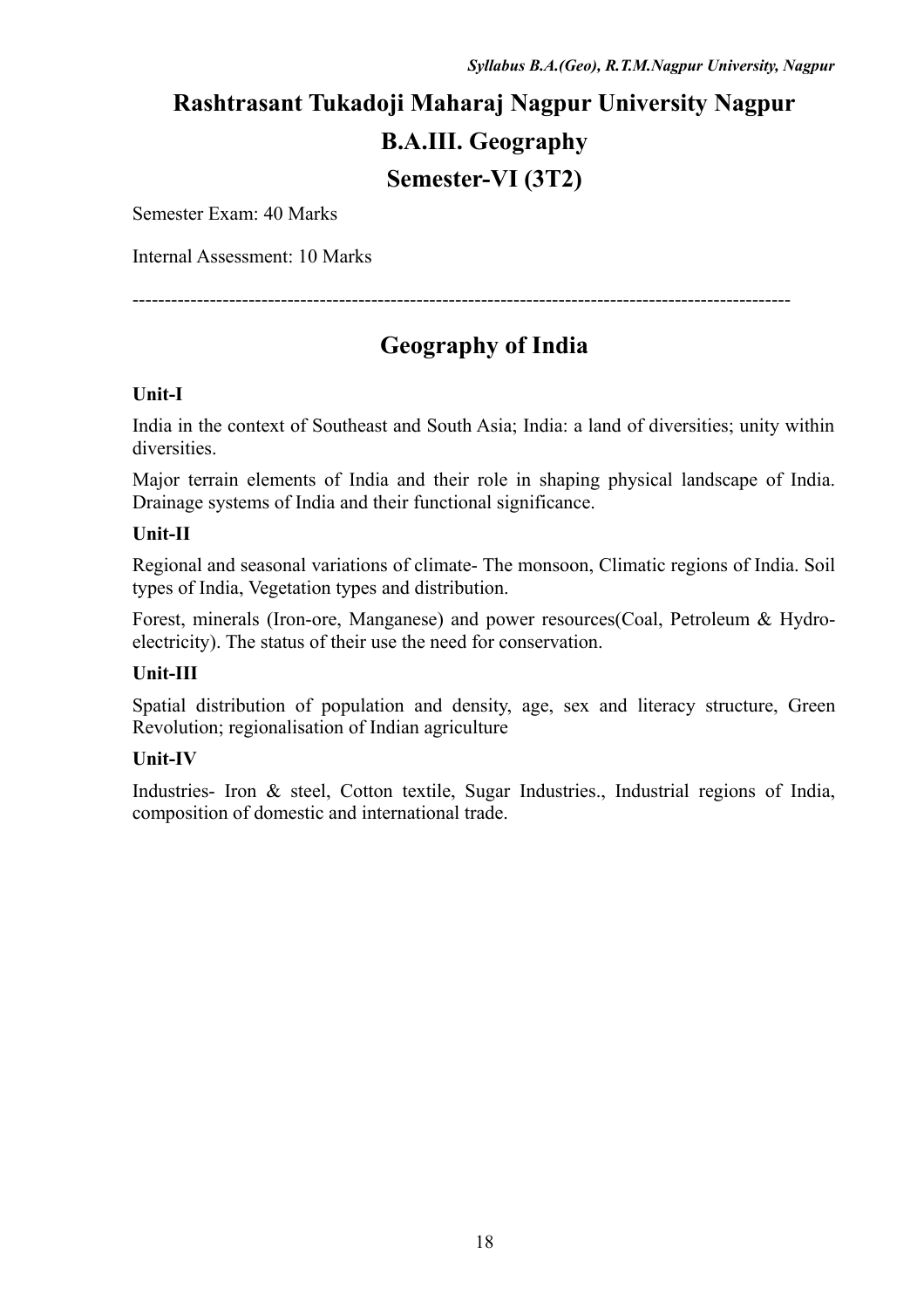# Rashtrasant Tukadoji Maharaj Nagpur University Nagpur

# B.A.III. Geography

# Semester-VI (3T2)

Semester Exam: 40 Marks

Internal Assessment: 10 Marks

---

## Geography of India

**Unit-I**

India in the context of Southeast and South Asia; India: a land of diversities; unity within diversities.

Major terrain elements of India and their role in shaping physical landscape of India. Drainage systems of India and their functional significance.

**Unit-II**

Regional and seasonal variations of climate- The monsoon, Climatic regions of India. Soil types of India, Vegetation types and distribution.

Forest, minerals (Iron-ore, Manganese) and power resources(Coal, Petroleum & Hydro-electricity). The status of their use the need for conservation.

**Unit-III**

Spatial distribution of population and density, age, sex and literacy structure, Green Revolution; regionalisation of Indian agriculture

**Unit-IV**

Industries- Iron & steel, Cotton textile, Sugar Industries., Industrial regions of India, composition of domestic and international trade.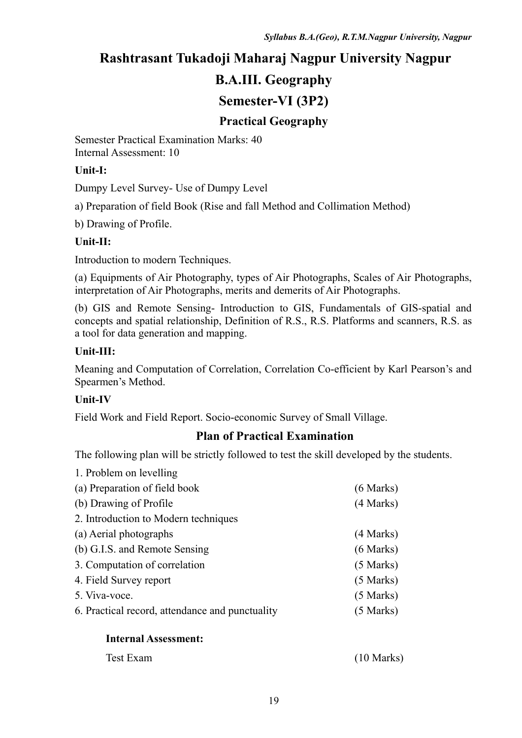# Rashtrasant Tukadoji Maharaj Nagpur University Nagpur

# B.A.III. Geography

## Semester-VI (3P2)

### Practical Geography

Semester Practical Examination Marks: 40
Internal Assessment: 10

**Unit-I:**

Dumpy Level Survey- Use of Dumpy Level

a) Preparation of field Book (Rise and fall Method and Collimation Method)

b) Drawing of Profile.

**Unit-II:**

Introduction to modern Techniques.

(a) Equipments of Air Photography, types of Air Photographs, Scales of Air Photographs, interpretation of Air Photographs, merits and demerits of Air Photographs.

(b) GIS and Remote Sensing- Introduction to GIS, Fundamentals of GIS-spatial and concepts and spatial relationship, Definition of R.S., R.S. Platforms and scanners, R.S. as a tool for data generation and mapping.

**Unit-III:**

Meaning and Computation of Correlation, Correlation Co-efficient by Karl Pearson's and Spearmen's Method.

**Unit-IV**

Field Work and Field Report. Socio-economic Survey of Small Village.

### Plan of Practical Examination

The following plan will be strictly followed to test the skill developed by the students.

| | |
|---|---|
| 1. Problem on levelling | |
| (a) Preparation of field book | (6 Marks) |
| (b) Drawing of Profile | (4 Marks) |
| 2. Introduction to Modern techniques | |
| (a) Aerial photographs | (4 Marks) |
| (b) G.I.S. and Remote Sensing | (6 Marks) |
| 3. Computation of correlation | (5 Marks) |
| 4. Field Survey report | (5 Marks) |
| 5. Viva-voce. | (5 Marks) |
| 6. Practical record, attendance and punctuality | (5 Marks) |

**Internal Assessment:**

Test Exam (10 Marks)